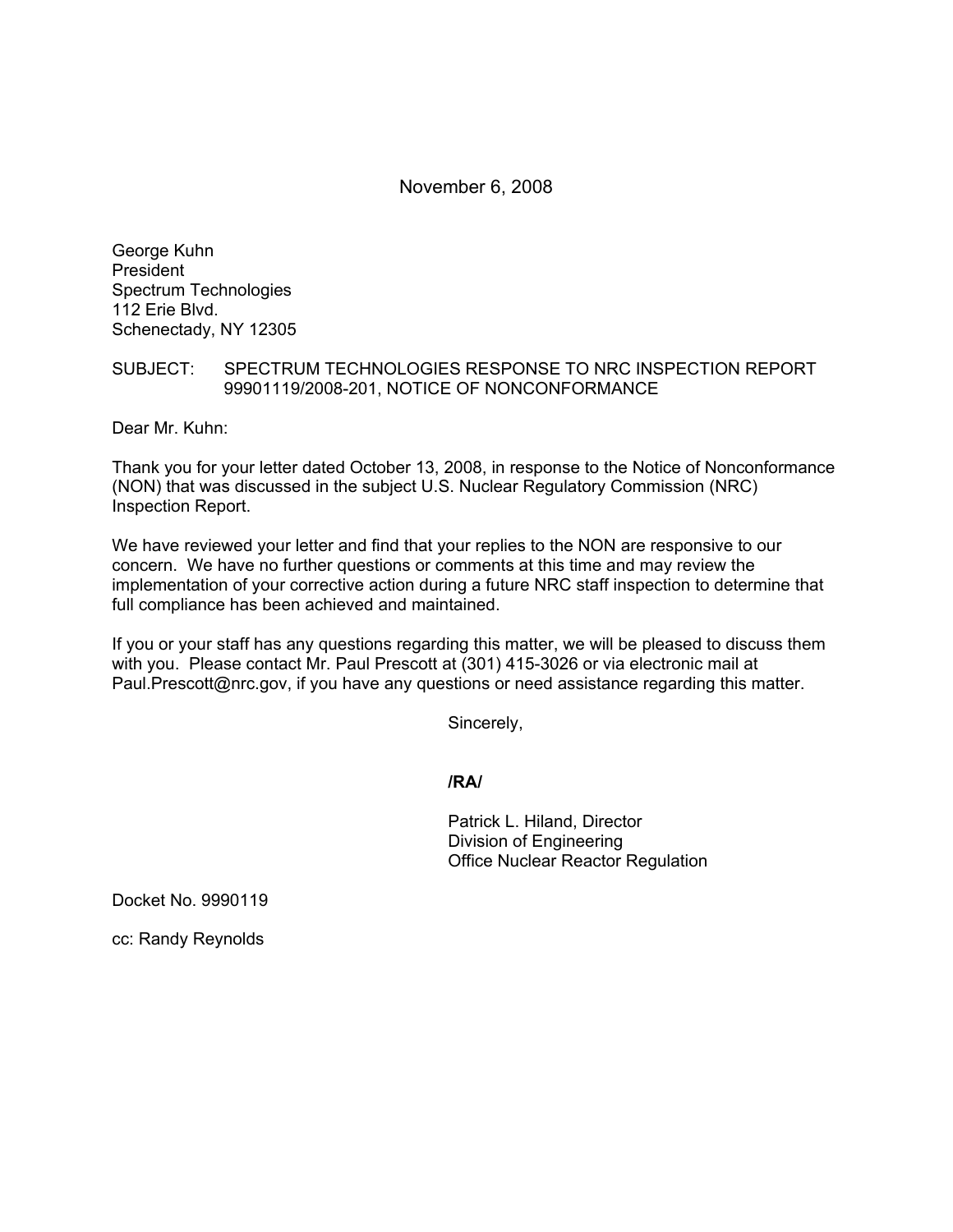November 6, 2008

George Kuhn
President
Spectrum Technologies
112 Erie Blvd.
Schenectady, NY 12305

SUBJECT: SPECTRUM TECHNOLOGIES RESPONSE TO NRC INSPECTION REPORT 99901119/2008-201, NOTICE OF NONCONFORMANCE

Dear Mr. Kuhn:

Thank you for your letter dated October 13, 2008, in response to the Notice of Nonconformance (NON) that was discussed in the subject U.S. Nuclear Regulatory Commission (NRC) Inspection Report.

We have reviewed your letter and find that your replies to the NON are responsive to our concern. We have no further questions or comments at this time and may review the implementation of your corrective action during a future NRC staff inspection to determine that full compliance has been achieved and maintained.

If you or your staff has any questions regarding this matter, we will be pleased to discuss them with you. Please contact Mr. Paul Prescott at (301) 415-3026 or via electronic mail at Paul.Prescott@nrc.gov, if you have any questions or need assistance regarding this matter.

Sincerely,

**/RA/**

Patrick L. Hiland, Director
Division of Engineering
Office Nuclear Reactor Regulation

Docket No. 9990119

cc: Randy Reynolds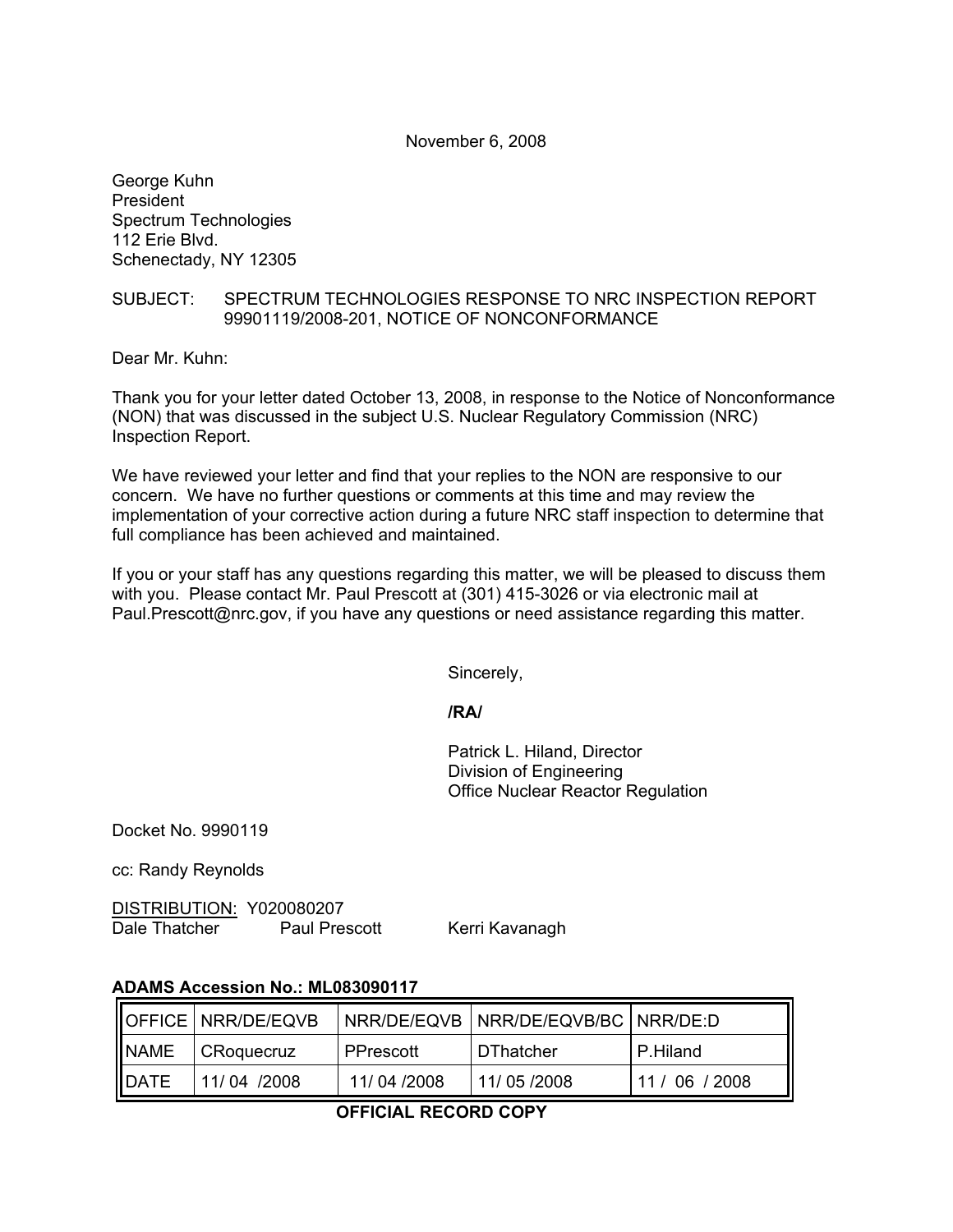November 6, 2008

George Kuhn  
President  
Spectrum Technologies  
112 Erie Blvd.  
Schenectady, NY 12305

SUBJECT: SPECTRUM TECHNOLOGIES RESPONSE TO NRC INSPECTION REPORT 99901119/2008-201, NOTICE OF NONCONFORMANCE

Dear Mr. Kuhn:

Thank you for your letter dated October 13, 2008, in response to the Notice of Nonconformance (NON) that was discussed in the subject U.S. Nuclear Regulatory Commission (NRC) Inspection Report.

We have reviewed your letter and find that your replies to the NON are responsive to our concern. We have no further questions or comments at this time and may review the implementation of your corrective action during a future NRC staff inspection to determine that full compliance has been achieved and maintained.

If you or your staff has any questions regarding this matter, we will be pleased to discuss them with you. Please contact Mr. Paul Prescott at (301) 415-3026 or via electronic mail at Paul.Prescott@nrc.gov, if you have any questions or need assistance regarding this matter.

Sincerely,

**/RA/**

Patrick L. Hiland, Director  
Division of Engineering  
Office Nuclear Reactor Regulation

Docket No. 9990119

cc: Randy Reynolds

DISTRIBUTION: Y020080207  
Dale Thatcher Paul Prescott Kerri Kavanagh

**ADAMS Accession No.: ML083090117**

| | | | | |
|---|---|---|---|---|
| OFFICE | NRR/DE/EQVB | NRR/DE/EQVB | NRR/DE/EQVB/BC | NRR/DE:D |
| NAME | CRoquecruz | PPrescott | DThatcher | P.Hiland |
| DATE | 11/ 04 /2008 | 11/ 04 /2008 | 11/ 05 /2008 | 11 / 06 / 2008 |

**OFFICIAL RECORD COPY**